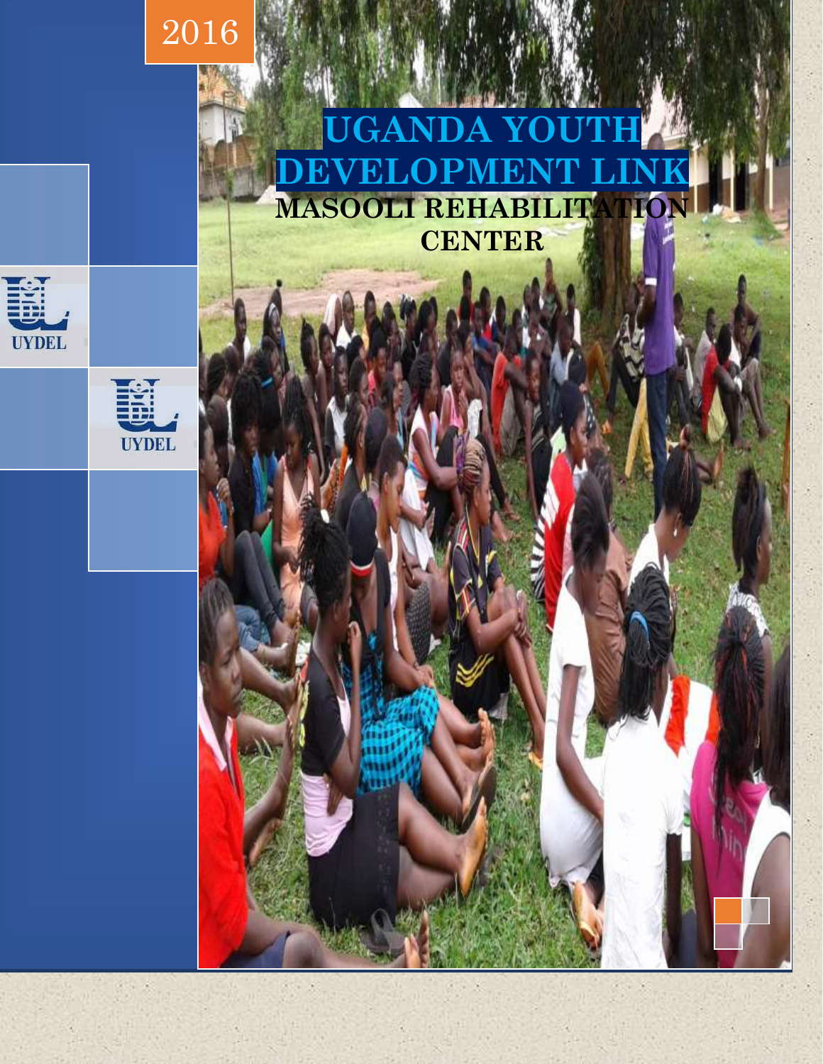2016

# UGANDA YOUTH DEVELOPMENT LINK

## MASOOLI REHABILITATION CENTER

UYDEL

UYDEL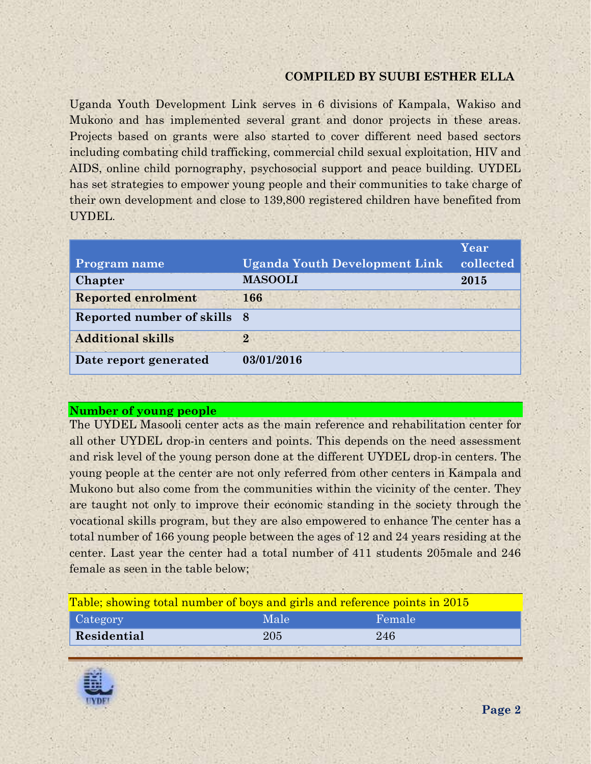**COMPILED BY SUUBI ESTHER ELLA**

Uganda Youth Development Link serves in 6 divisions of Kampala, Wakiso and Mukono and has implemented several grant and donor projects in these areas. Projects based on grants were also started to cover different need based sectors including combating child trafficking, commercial child sexual exploitation, HIV and AIDS, online child pornography, psychosocial support and peace building. UYDEL has set strategies to empower young people and their communities to take charge of their own development and close to 139,800 registered children have benefited from UYDEL.

| Program name | Uganda Youth Development Link | Year collected |
|---|---|---|
| **Chapter** | **MASOOLI** | **2015** |
| **Reported enrolment** | **166** | |
| **Reported number of skills** | **8** | |
| **Additional skills** | **2** | |
| **Date report generated** | **03/01/2016** | |

## Number of young people

The UYDEL Masooli center acts as the main reference and rehabilitation center for all other UYDEL drop-in centers and points. This depends on the need assessment and risk level of the young person done at the different UYDEL drop-in centers. The young people at the center are not only referred from other centers in Kampala and Mukono but also come from the communities within the vicinity of the center. They are taught not only to improve their economic standing in the society through the vocational skills program, but they are also empowered to enhance The center has a total number of 166 young people between the ages of 12 and 24 years residing at the center. Last year the center had a total number of 411 students 205male and 246 female as seen in the table below;

Table; showing total number of boys and girls and reference points in 2015

| Category | Male | Female |
|---|---|---|
| **Residential** | 205 | 246 |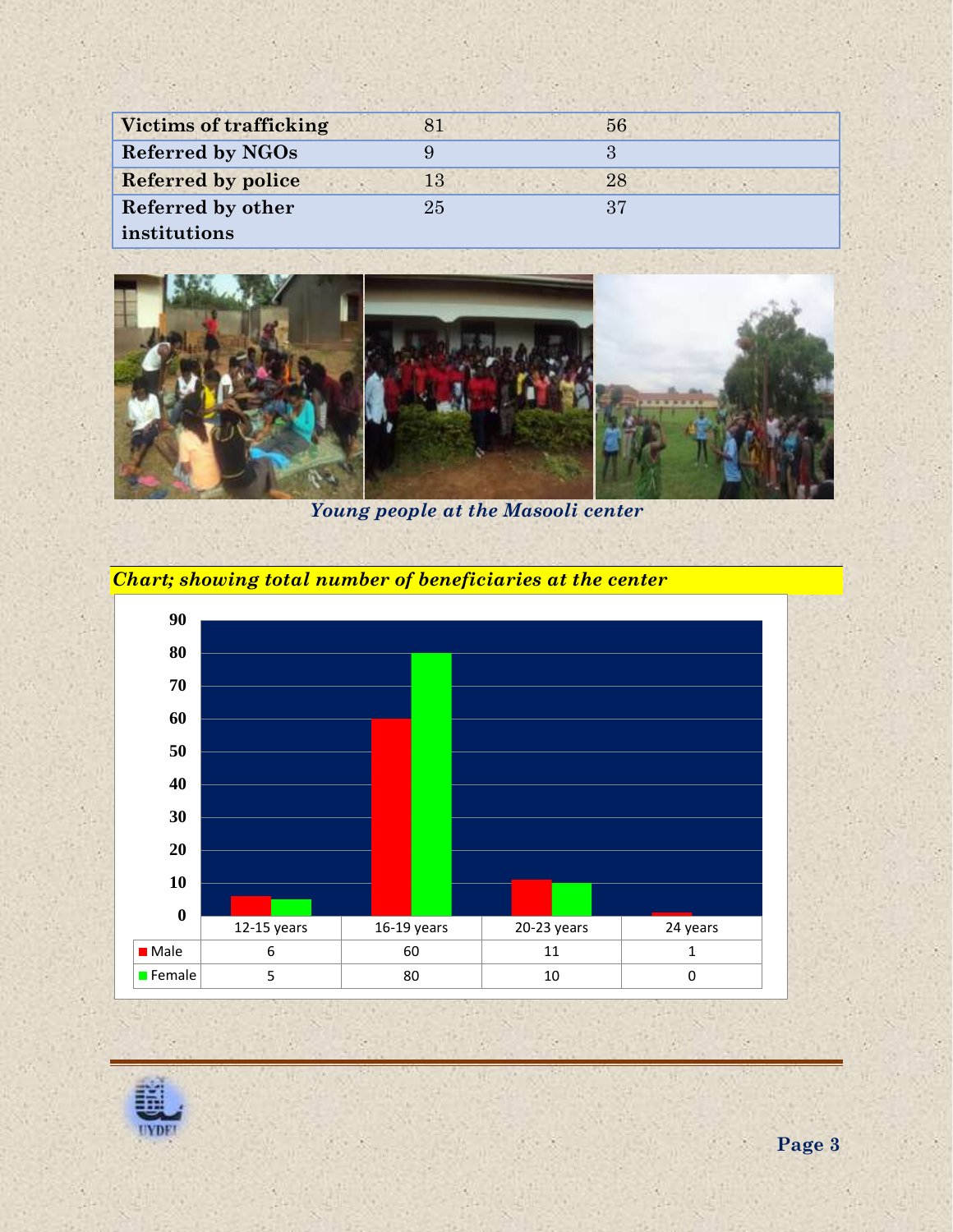| Victims of trafficking | 81 | 56 |
| --- | --- | --- |
| Referred by NGOs | 9 | 3 |
| Referred by police | 13 | 28 |
| Referred by other institutions | 25 | 37 |

*Young people at the Masooli center*

***Chart; showing total number of beneficiaries at the center***

| | 12-15 years | 16-19 years | 20-23 years | 24 years |
| --- | --- | --- | --- | --- |
| Male | 6 | 60 | 11 | 1 |
| Female | 5 | 80 | 10 | 0 |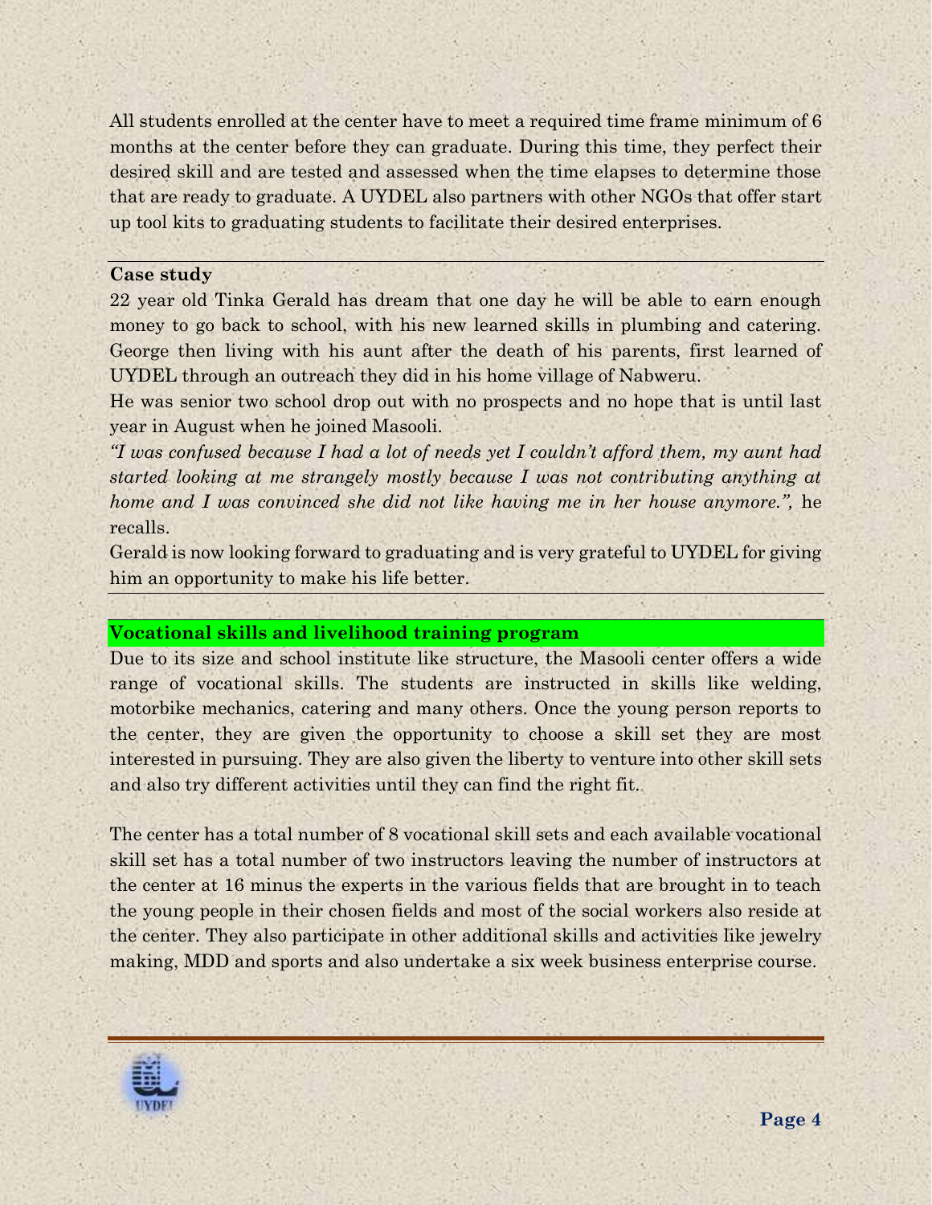All students enrolled at the center have to meet a required time frame minimum of 6 months at the center before they can graduate. During this time, they perfect their desired skill and are tested and assessed when the time elapses to determine those that are ready to graduate. A UYDEL also partners with other NGOs that offer start up tool kits to graduating students to facilitate their desired enterprises.

---

**Case study**

22 year old Tinka Gerald has dream that one day he will be able to earn enough money to go back to school, with his new learned skills in plumbing and catering. George then living with his aunt after the death of his parents, first learned of UYDEL through an outreach they did in his home village of Nabweru.

He was senior two school drop out with no prospects and no hope that is until last year in August when he joined Masooli.

*"I was confused because I had a lot of needs yet I couldn't afford them, my aunt had started looking at me strangely mostly because I was not contributing anything at home and I was convinced she did not like having me in her house anymore."*, he recalls.

Gerald is now looking forward to graduating and is very grateful to UYDEL for giving him an opportunity to make his life better.

---

**Vocational skills and livelihood training program**

Due to its size and school institute like structure, the Masooli center offers a wide range of vocational skills. The students are instructed in skills like welding, motorbike mechanics, catering and many others. Once the young person reports to the center, they are given the opportunity to choose a skill set they are most interested in pursuing. They are also given the liberty to venture into other skill sets and also try different activities until they can find the right fit.

The center has a total number of 8 vocational skill sets and each available vocational skill set has a total number of two instructors leaving the number of instructors at the center at 16 minus the experts in the various fields that are brought in to teach the young people in their chosen fields and most of the social workers also reside at the center. They also participate in other additional skills and activities like jewelry making, MDD and sports and also undertake a six week business enterprise course.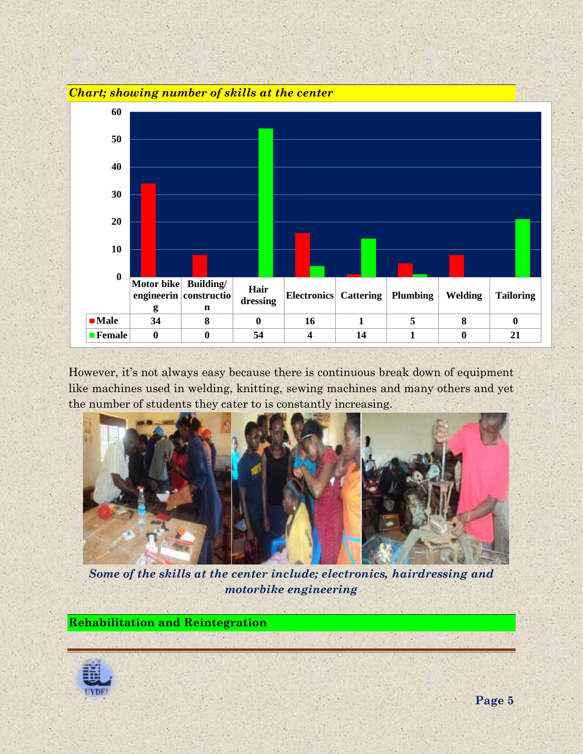*Chart; showing number of skills at the center*

| | Motor bike engineering | Building/ construction | Hair dressing | Electronics | Cattering | Plumbing | Welding | Tailoring |
|---|---|---|---|---|---|---|---|---|
| Male | 34 | 8 | 0 | 16 | 1 | 5 | 8 | 0 |
| Female | 0 | 0 | 54 | 4 | 14 | 1 | 0 | 21 |

However, it's not always easy because there is continuous break down of equipment like machines used in welding, knitting, sewing machines and many others and yet the number of students they cater to is constantly increasing.

*Some of the skills at the center include; electronics, hairdressing and motorbike engineering*

## Rehabilitation and Reintegration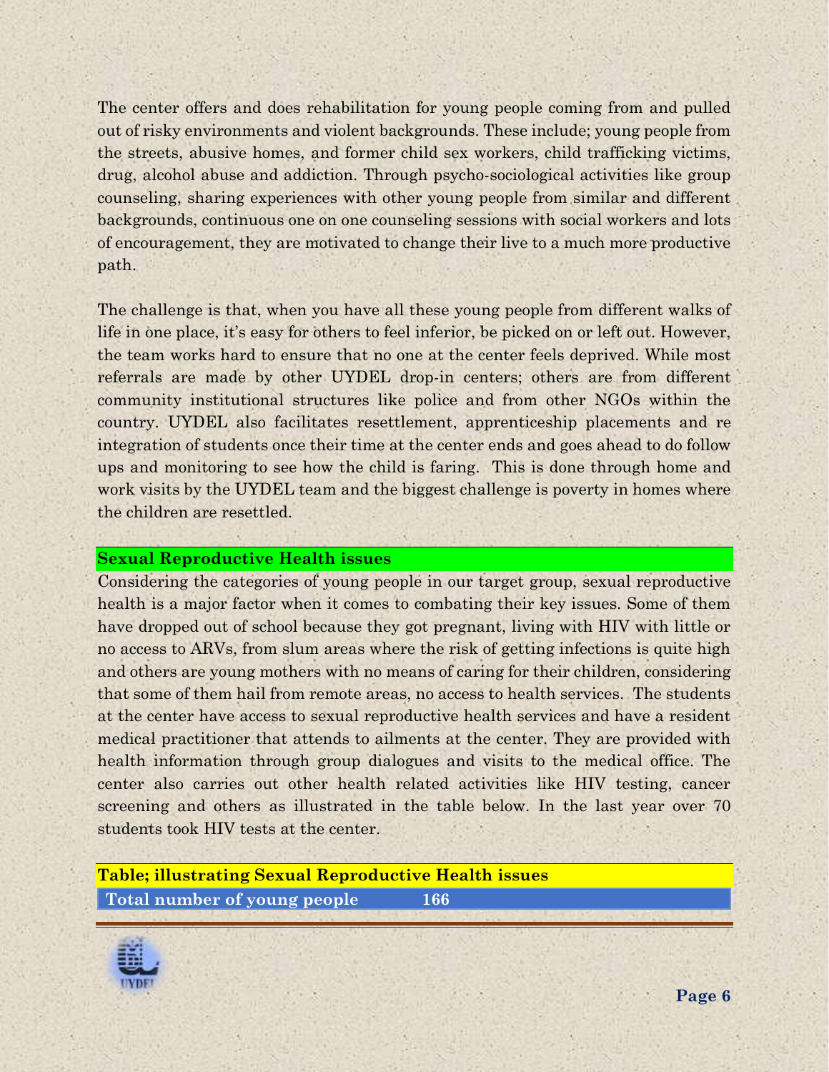The center offers and does rehabilitation for young people coming from and pulled out of risky environments and violent backgrounds. These include; young people from the streets, abusive homes, and former child sex workers, child trafficking victims, drug, alcohol abuse and addiction. Through psycho-sociological activities like group counseling, sharing experiences with other young people from similar and different backgrounds, continuous one on one counseling sessions with social workers and lots of encouragement, they are motivated to change their live to a much more productive path.

The challenge is that, when you have all these young people from different walks of life in one place, it's easy for others to feel inferior, be picked on or left out. However, the team works hard to ensure that no one at the center feels deprived. While most referrals are made by other UYDEL drop-in centers; others are from different community institutional structures like police and from other NGOs within the country. UYDEL also facilitates resettlement, apprenticeship placements and re integration of students once their time at the center ends and goes ahead to do follow ups and monitoring to see how the child is faring. This is done through home and work visits by the UYDEL team and the biggest challenge is poverty in homes where the children are resettled.

## Sexual Reproductive Health issues

Considering the categories of young people in our target group, sexual reproductive health is a major factor when it comes to combating their key issues. Some of them have dropped out of school because they got pregnant, living with HIV with little or no access to ARVs, from slum areas where the risk of getting infections is quite high and others are young mothers with no means of caring for their children, considering that some of them hail from remote areas, no access to health services. The students at the center have access to sexual reproductive health services and have a resident medical practitioner that attends to ailments at the center. They are provided with health information through group dialogues and visits to the medical office. The center also carries out other health related activities like HIV testing, cancer screening and others as illustrated in the table below. In the last year over 70 students took HIV tests at the center.

**Table; illustrating Sexual Reproductive Health issues**

| Total number of young people | 166 |
|---|---|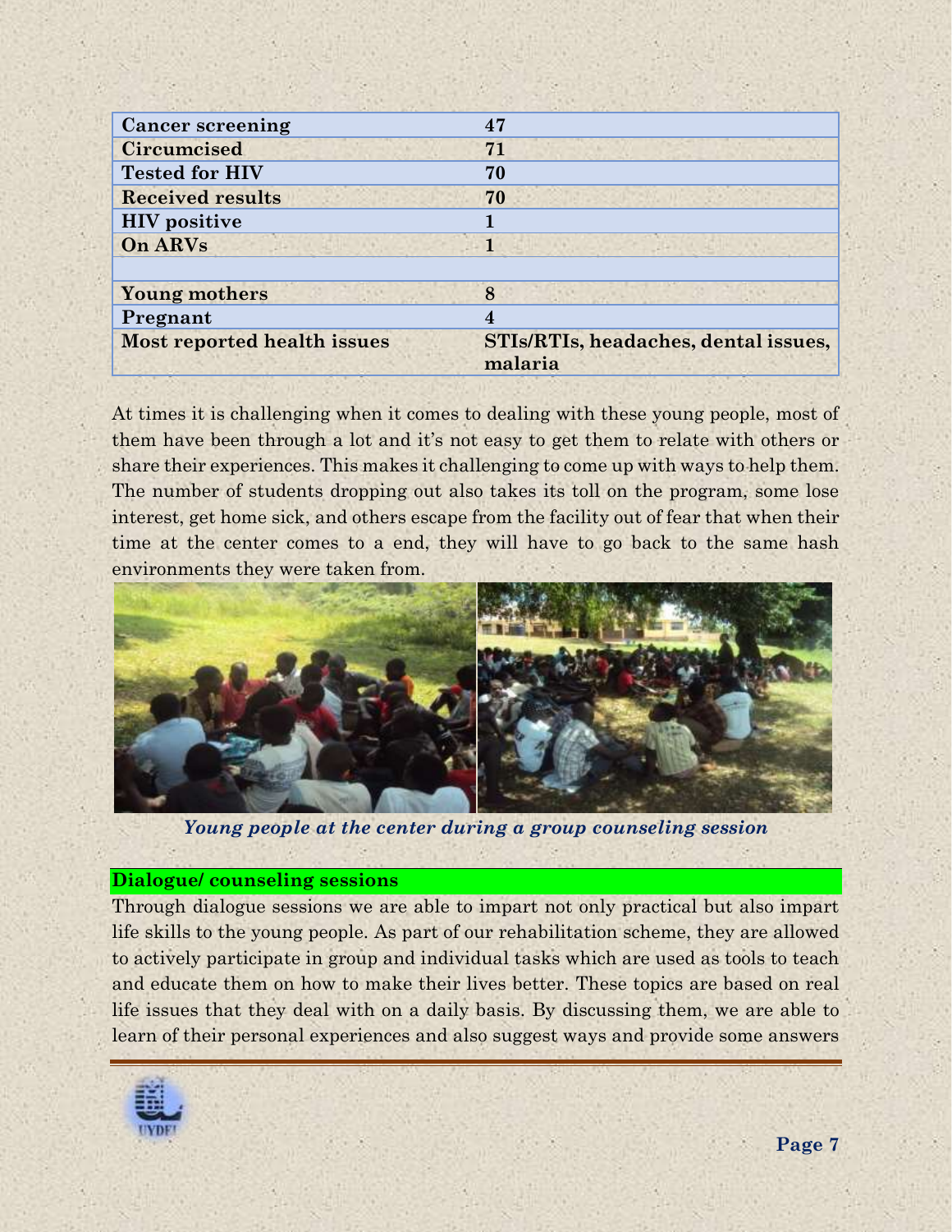| Cancer screening | 47 |
|---|---|
| Circumcised | 71 |
| Tested for HIV | 70 |
| Received results | 70 |
| HIV positive | 1 |
| On ARVs | 1 |
| | |
| Young mothers | 8 |
| Pregnant | 4 |
| Most reported health issues | STIs/RTIs, headaches, dental issues, malaria |

At times it is challenging when it comes to dealing with these young people, most of them have been through a lot and it's not easy to get them to relate with others or share their experiences. This makes it challenging to come up with ways to help them. The number of students dropping out also takes its toll on the program, some lose interest, get home sick, and others escape from the facility out of fear that when their time at the center comes to a end, they will have to go back to the same hash environments they were taken from.

*Young people at the center during a group counseling session*

**Dialogue/ counseling sessions**

Through dialogue sessions we are able to impart not only practical but also impart life skills to the young people. As part of our rehabilitation scheme, they are allowed to actively participate in group and individual tasks which are used as tools to teach and educate them on how to make their lives better. These topics are based on real life issues that they deal with on a daily basis. By discussing them, we are able to learn of their personal experiences and also suggest ways and provide some answers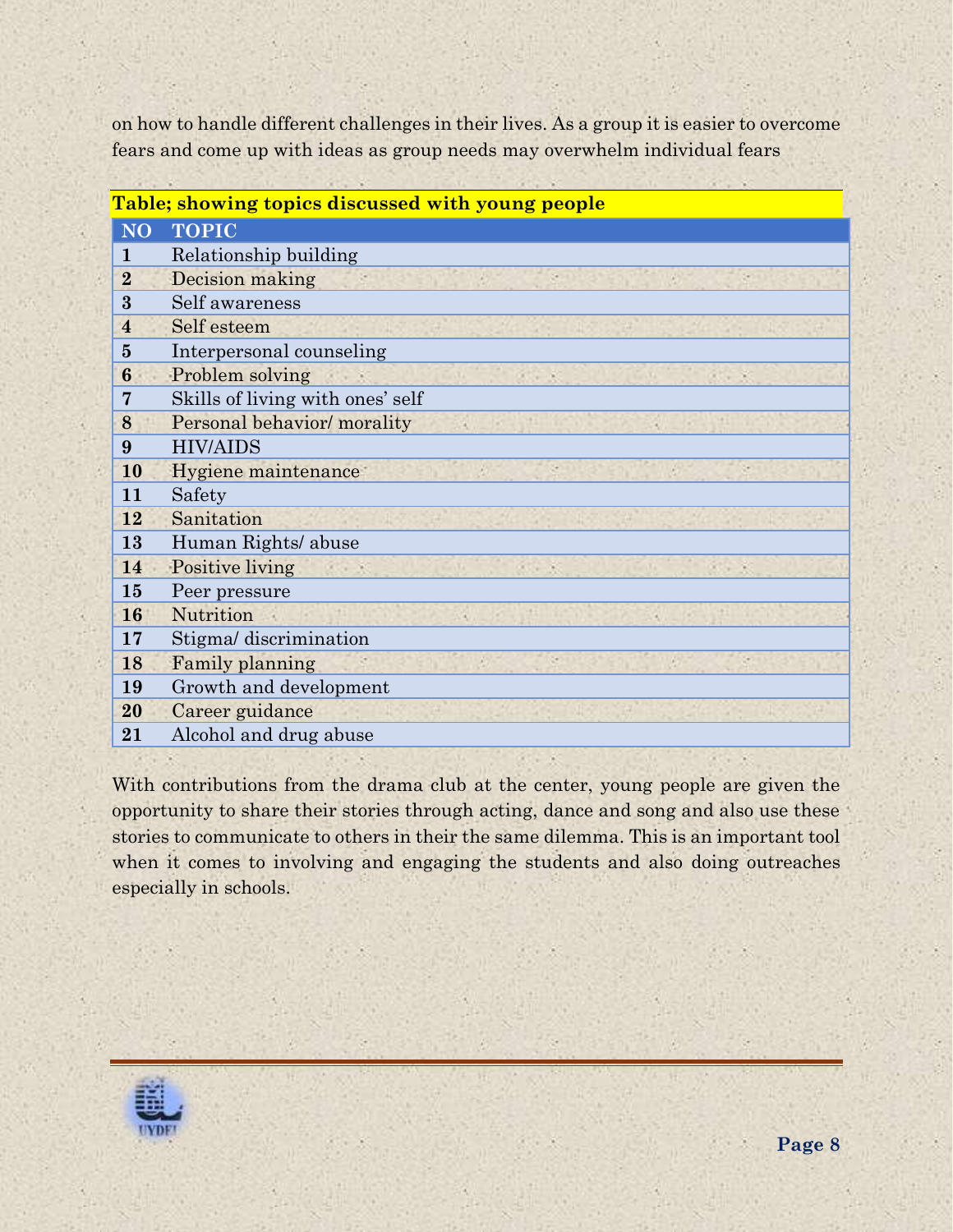on how to handle different challenges in their lives. As a group it is easier to overcome fears and come up with ideas as group needs may overwhelm individual fears

**Table; showing topics discussed with young people**

| NO | TOPIC |
|---|---|
| 1 | Relationship building |
| 2 | Decision making |
| 3 | Self awareness |
| 4 | Self esteem |
| 5 | Interpersonal counseling |
| 6 | Problem solving |
| 7 | Skills of living with ones' self |
| 8 | Personal behavior/ morality |
| 9 | HIV/AIDS |
| 10 | Hygiene maintenance |
| 11 | Safety |
| 12 | Sanitation |
| 13 | Human Rights/ abuse |
| 14 | Positive living |
| 15 | Peer pressure |
| 16 | Nutrition |
| 17 | Stigma/ discrimination |
| 18 | Family planning |
| 19 | Growth and development |
| 20 | Career guidance |
| 21 | Alcohol and drug abuse |

With contributions from the drama club at the center, young people are given the opportunity to share their stories through acting, dance and song and also use these stories to communicate to others in their the same dilemma. This is an important tool when it comes to involving and engaging the students and also doing outreaches especially in schools.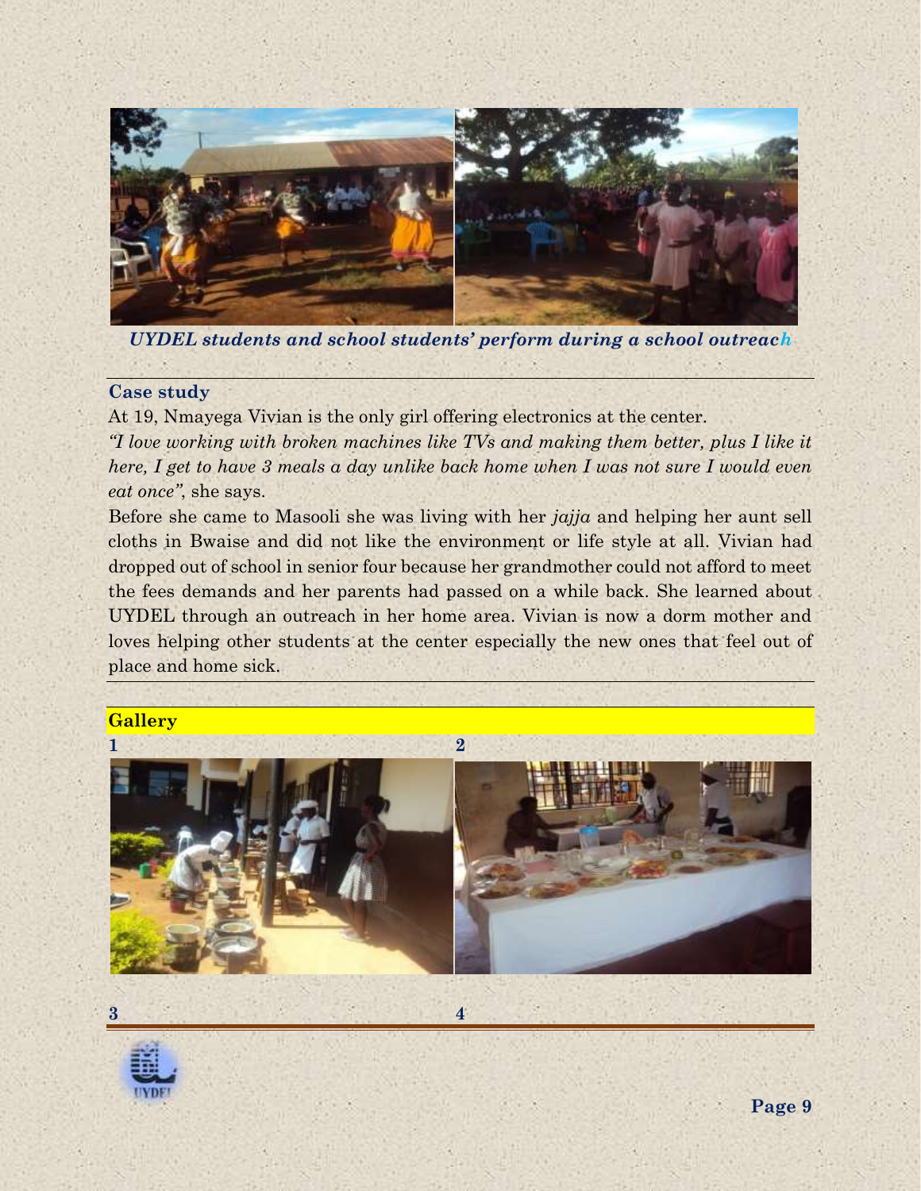*UYDEL students and school students' perform during a school outreach*

**Case study**

At 19, Nmayega Vivian is the only girl offering electronics at the center.

*"I love working with broken machines like TVs and making them better, plus I like it here, I get to have 3 meals a day unlike back home when I was not sure I would even eat once"*, she says.

Before she came to Masooli she was living with her *jajja* and helping her aunt sell cloths in Bwaise and did not like the environment or life style at all. Vivian had dropped out of school in senior four because her grandmother could not afford to meet the fees demands and her parents had passed on a while back. She learned about UYDEL through an outreach in her home area. Vivian is now a dorm mother and loves helping other students at the center especially the new ones that feel out of place and home sick.

## Gallery

**1** **2**

**3** **4**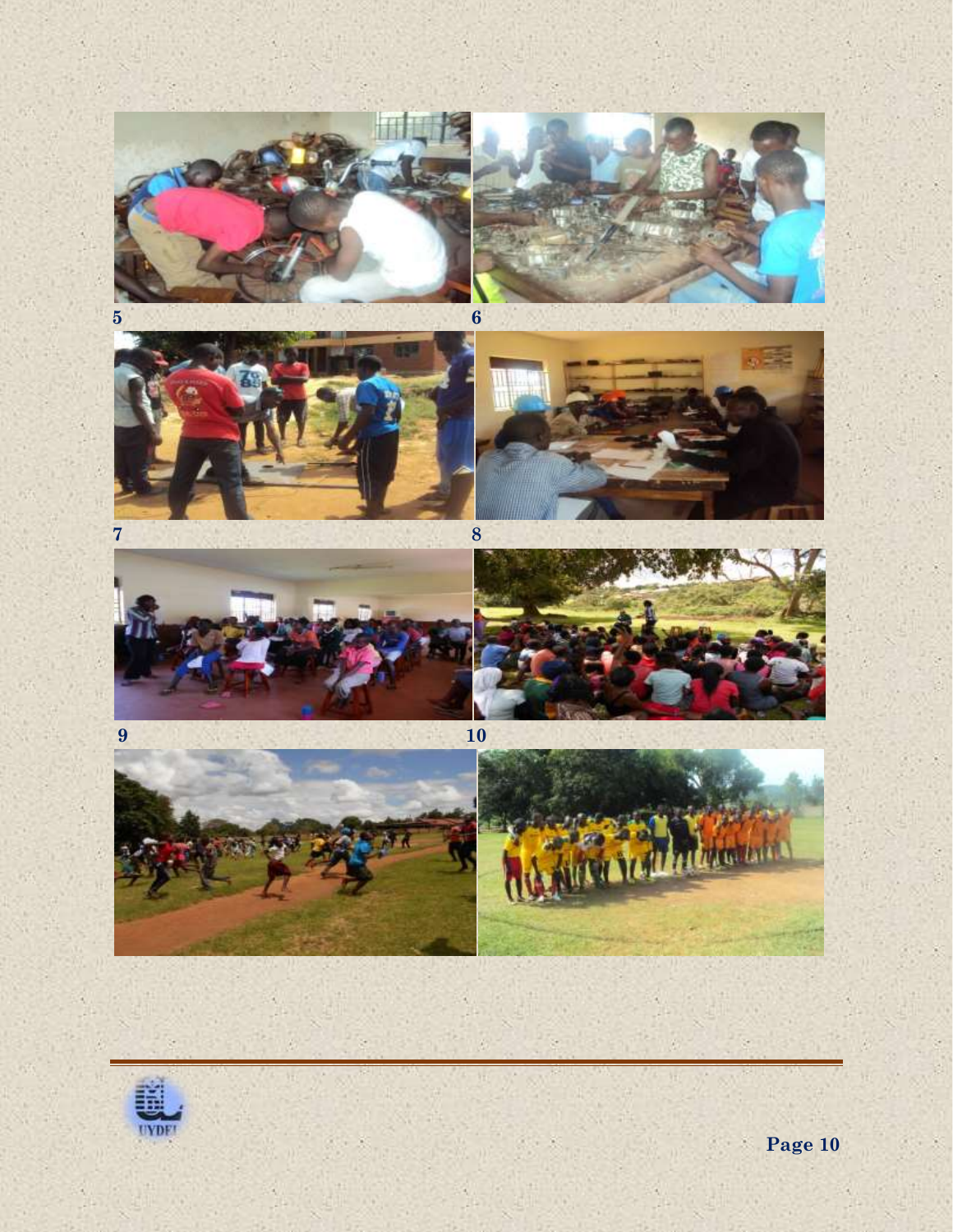5

6

7

8

9

10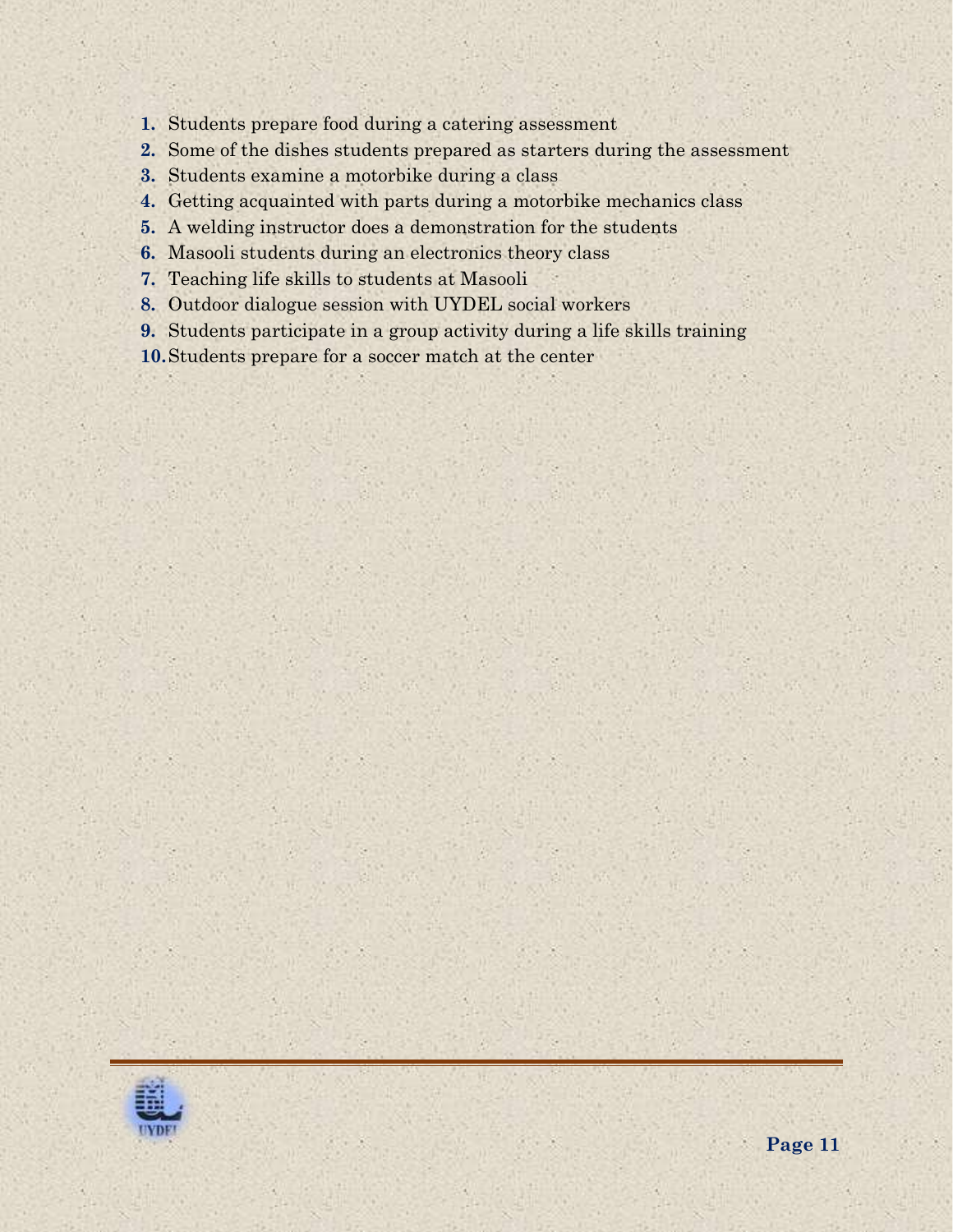1. Students prepare food during a catering assessment
2. Some of the dishes students prepared as starters during the assessment
3. Students examine a motorbike during a class
4. Getting acquainted with parts during a motorbike mechanics class
5. A welding instructor does a demonstration for the students
6. Masooli students during an electronics theory class
7. Teaching life skills to students at Masooli
8. Outdoor dialogue session with UYDEL social workers
9. Students participate in a group activity during a life skills training
10. Students prepare for a soccer match at the center